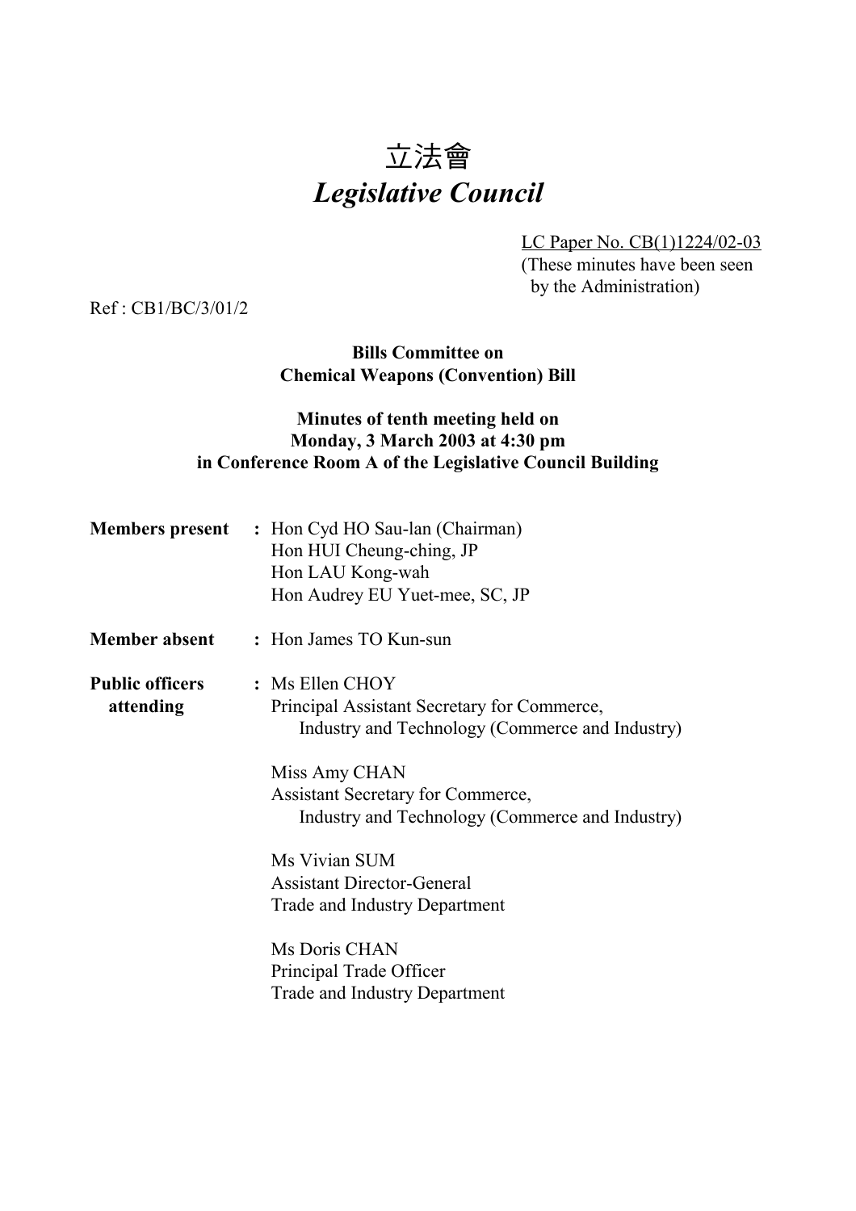# 立法會
# *Legislative Council*

LC Paper No. CB(1)1224/02-03
(These minutes have been seen by the Administration)

Ref : CB1/BC/3/01/2

**Bills Committee on**
**Chemical Weapons (Convention) Bill**

**Minutes of tenth meeting held on**
**Monday, 3 March 2003 at 4:30 pm**
**in Conference Room A of the Legislative Council Building**

**Members present** : Hon Cyd HO Sau-lan (Chairman)
Hon HUI Cheung-ching, JP
Hon LAU Kong-wah
Hon Audrey EU Yuet-mee, SC, JP

**Member absent** : Hon James TO Kun-sun

**Public officers attending** : Ms Ellen CHOY
Principal Assistant Secretary for Commerce, Industry and Technology (Commerce and Industry)

Miss Amy CHAN
Assistant Secretary for Commerce, Industry and Technology (Commerce and Industry)

Ms Vivian SUM
Assistant Director-General
Trade and Industry Department

Ms Doris CHAN
Principal Trade Officer
Trade and Industry Department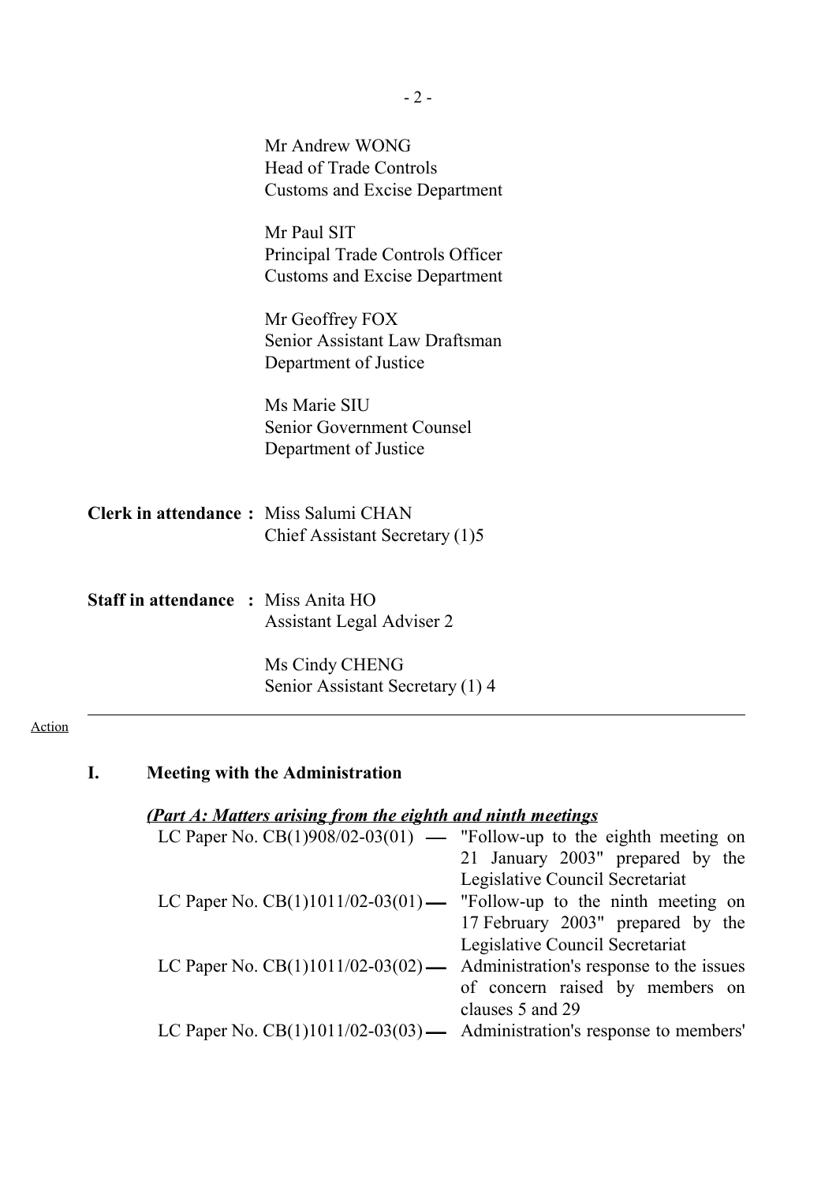Mr Andrew WONG
Head of Trade Controls
Customs and Excise Department

Mr Paul SIT
Principal Trade Controls Officer
Customs and Excise Department

Mr Geoffrey FOX
Senior Assistant Law Draftsman
Department of Justice

Ms Marie SIU
Senior Government Counsel
Department of Justice

**Clerk in attendance :** Miss Salumi CHAN
Chief Assistant Secretary (1)5

**Staff in attendance :** Miss Anita HO
Assistant Legal Adviser 2

Ms Cindy CHENG
Senior Assistant Secretary (1) 4

---

Action

## I. Meeting with the Administration

***(Part A: Matters arising from the eighth and ninth meetings***

LC Paper No. CB(1)908/02-03(01) — "Follow-up to the eighth meeting on 21 January 2003" prepared by the Legislative Council Secretariat

LC Paper No. CB(1)1011/02-03(01) — "Follow-up to the ninth meeting on 17 February 2003" prepared by the Legislative Council Secretariat

LC Paper No. CB(1)1011/02-03(02) — Administration's response to the issues of concern raised by members on clauses 5 and 29

LC Paper No. CB(1)1011/02-03(03) — Administration's response to members'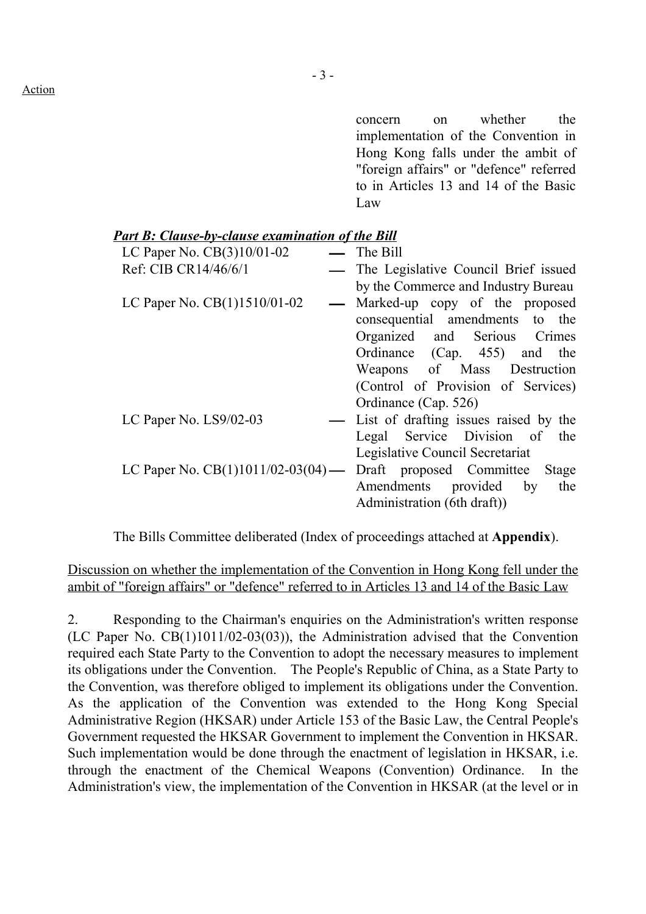Action

concern on whether the implementation of the Convention in Hong Kong falls under the ambit of "foreign affairs" or "defence" referred to in Articles 13 and 14 of the Basic Law

***Part B: Clause-by-clause examination of the Bill***

| | | |
|---|---|---|
| LC Paper No. CB(3)10/01-02 | — | The Bill |
| Ref: CIB CR14/46/6/1 | — | The Legislative Council Brief issued by the Commerce and Industry Bureau |
| LC Paper No. CB(1)1510/01-02 | — | Marked-up copy of the proposed consequential amendments to the Organized and Serious Crimes Ordinance (Cap. 455) and the Weapons of Mass Destruction (Control of Provision of Services) Ordinance (Cap. 526) |
| LC Paper No. LS9/02-03 | — | List of drafting issues raised by the Legal Service Division of the Legislative Council Secretariat |
| LC Paper No. CB(1)1011/02-03(04) | — | Draft proposed Committee Stage Amendments provided by the Administration (6th draft)) |

The Bills Committee deliberated (Index of proceedings attached at **Appendix**).

<u>Discussion on whether the implementation of the Convention in Hong Kong fell under the ambit of "foreign affairs" or "defence" referred to in Articles 13 and 14 of the Basic Law</u>

2. Responding to the Chairman's enquiries on the Administration's written response (LC Paper No. CB(1)1011/02-03(03)), the Administration advised that the Convention required each State Party to the Convention to adopt the necessary measures to implement its obligations under the Convention. The People's Republic of China, as a State Party to the Convention, was therefore obliged to implement its obligations under the Convention. As the application of the Convention was extended to the Hong Kong Special Administrative Region (HKSAR) under Article 153 of the Basic Law, the Central People's Government requested the HKSAR Government to implement the Convention in HKSAR. Such implementation would be done through the enactment of legislation in HKSAR, i.e. through the enactment of the Chemical Weapons (Convention) Ordinance. In the Administration's view, the implementation of the Convention in HKSAR (at the level or in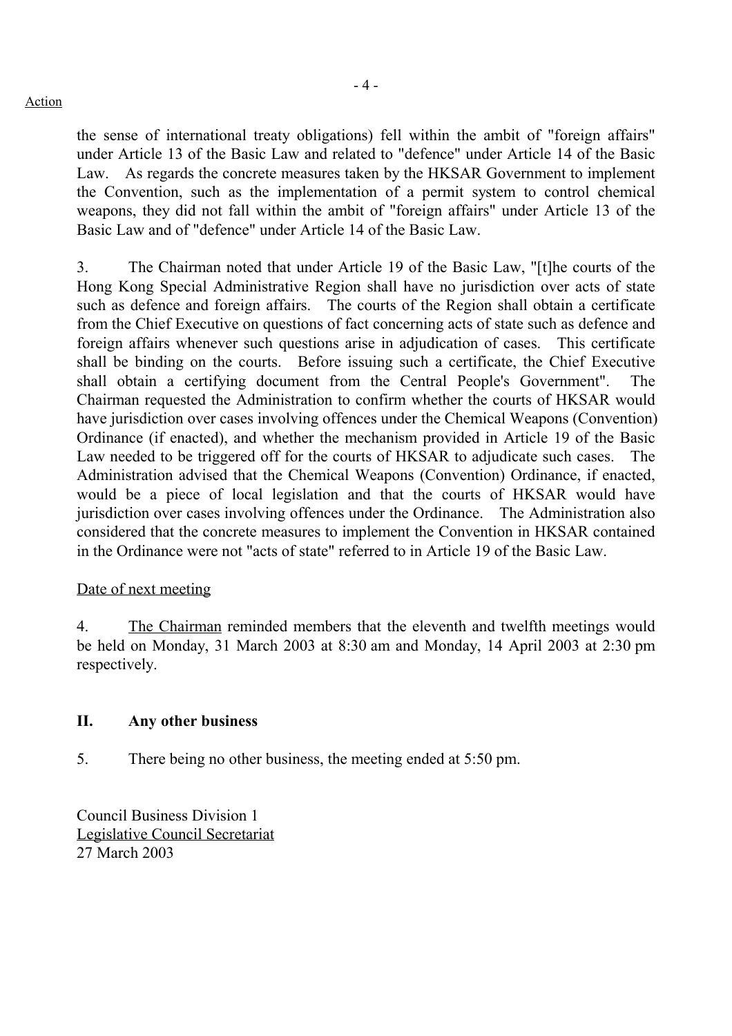Action

the sense of international treaty obligations) fell within the ambit of "foreign affairs" under Article 13 of the Basic Law and related to "defence" under Article 14 of the Basic Law. As regards the concrete measures taken by the HKSAR Government to implement the Convention, such as the implementation of a permit system to control chemical weapons, they did not fall within the ambit of "foreign affairs" under Article 13 of the Basic Law and of "defence" under Article 14 of the Basic Law.

3. The Chairman noted that under Article 19 of the Basic Law, "[t]he courts of the Hong Kong Special Administrative Region shall have no jurisdiction over acts of state such as defence and foreign affairs. The courts of the Region shall obtain a certificate from the Chief Executive on questions of fact concerning acts of state such as defence and foreign affairs whenever such questions arise in adjudication of cases. This certificate shall be binding on the courts. Before issuing such a certificate, the Chief Executive shall obtain a certifying document from the Central People's Government". The Chairman requested the Administration to confirm whether the courts of HKSAR would have jurisdiction over cases involving offences under the Chemical Weapons (Convention) Ordinance (if enacted), and whether the mechanism provided in Article 19 of the Basic Law needed to be triggered off for the courts of HKSAR to adjudicate such cases. The Administration advised that the Chemical Weapons (Convention) Ordinance, if enacted, would be a piece of local legislation and that the courts of HKSAR would have jurisdiction over cases involving offences under the Ordinance. The Administration also considered that the concrete measures to implement the Convention in HKSAR contained in the Ordinance were not "acts of state" referred to in Article 19 of the Basic Law.

Date of next meeting

4. The Chairman reminded members that the eleventh and twelfth meetings would be held on Monday, 31 March 2003 at 8:30 am and Monday, 14 April 2003 at 2:30 pm respectively.

## II. Any other business

5. There being no other business, the meeting ended at 5:50 pm.

Council Business Division 1
Legislative Council Secretariat
27 March 2003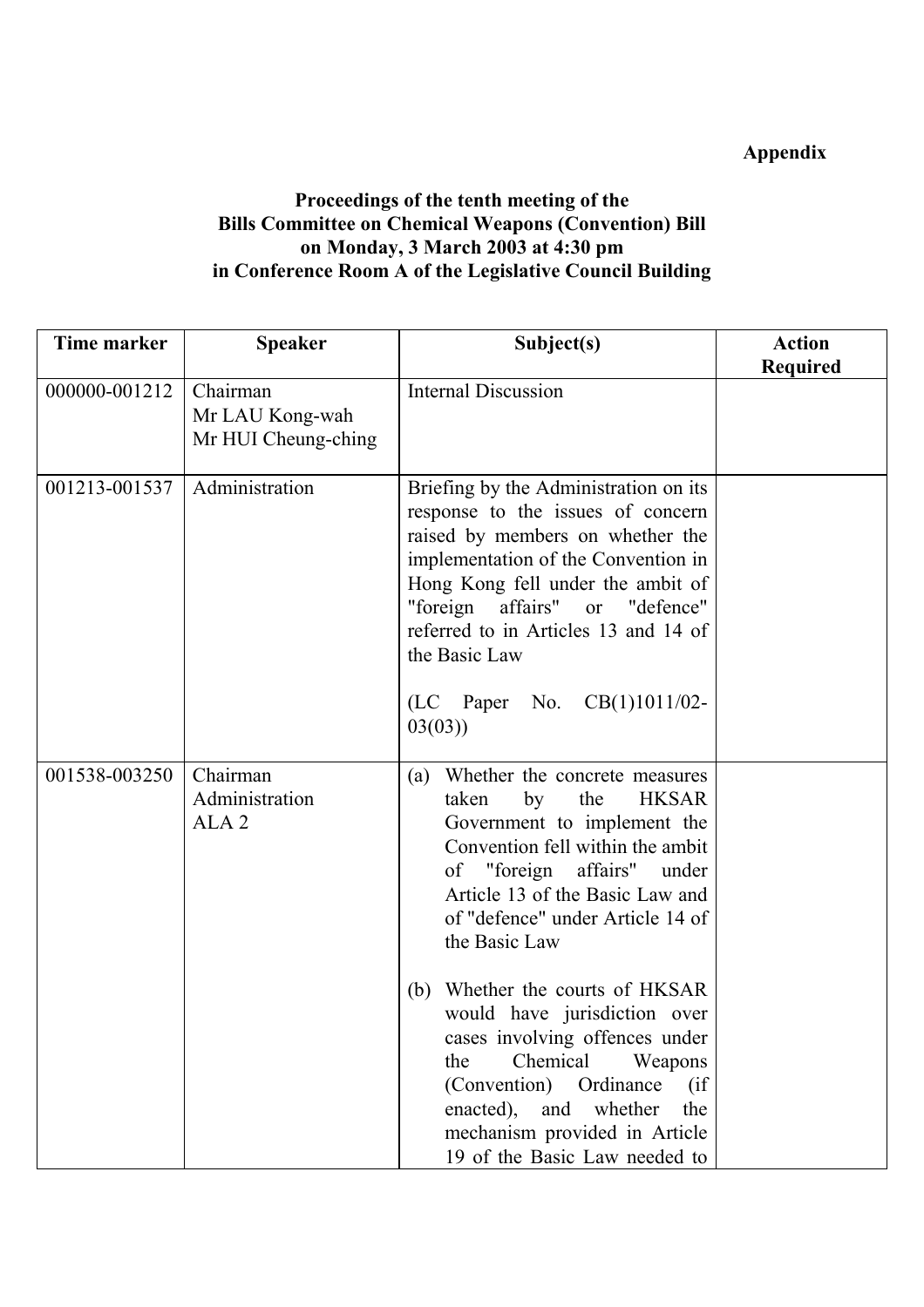**Appendix**

**Proceedings of the tenth meeting of the Bills Committee on Chemical Weapons (Convention) Bill on Monday, 3 March 2003 at 4:30 pm in Conference Room A of the Legislative Council Building**

| Time marker | Speaker | Subject(s) | Action Required |
|---|---|---|---|
| 000000-001212 | Chairman<br>Mr LAU Kong-wah<br>Mr HUI Cheung-ching | Internal Discussion | |
| 001213-001537 | Administration | Briefing by the Administration on its response to the issues of concern raised by members on whether the implementation of the Convention in Hong Kong fell under the ambit of "foreign affairs" or "defence" referred to in Articles 13 and 14 of the Basic Law<br><br>(LC Paper No. CB(1)1011/02-03(03)) | |
| 001538-003250 | Chairman<br>Administration<br>ALA 2 | (a) Whether the concrete measures taken by the HKSAR Government to implement the Convention fell within the ambit of "foreign affairs" under Article 13 of the Basic Law and of "defence" under Article 14 of the Basic Law<br><br>(b) Whether the courts of HKSAR would have jurisdiction over cases involving offences under the Chemical Weapons (Convention) Ordinance (if enacted), and whether the mechanism provided in Article 19 of the Basic Law needed to | |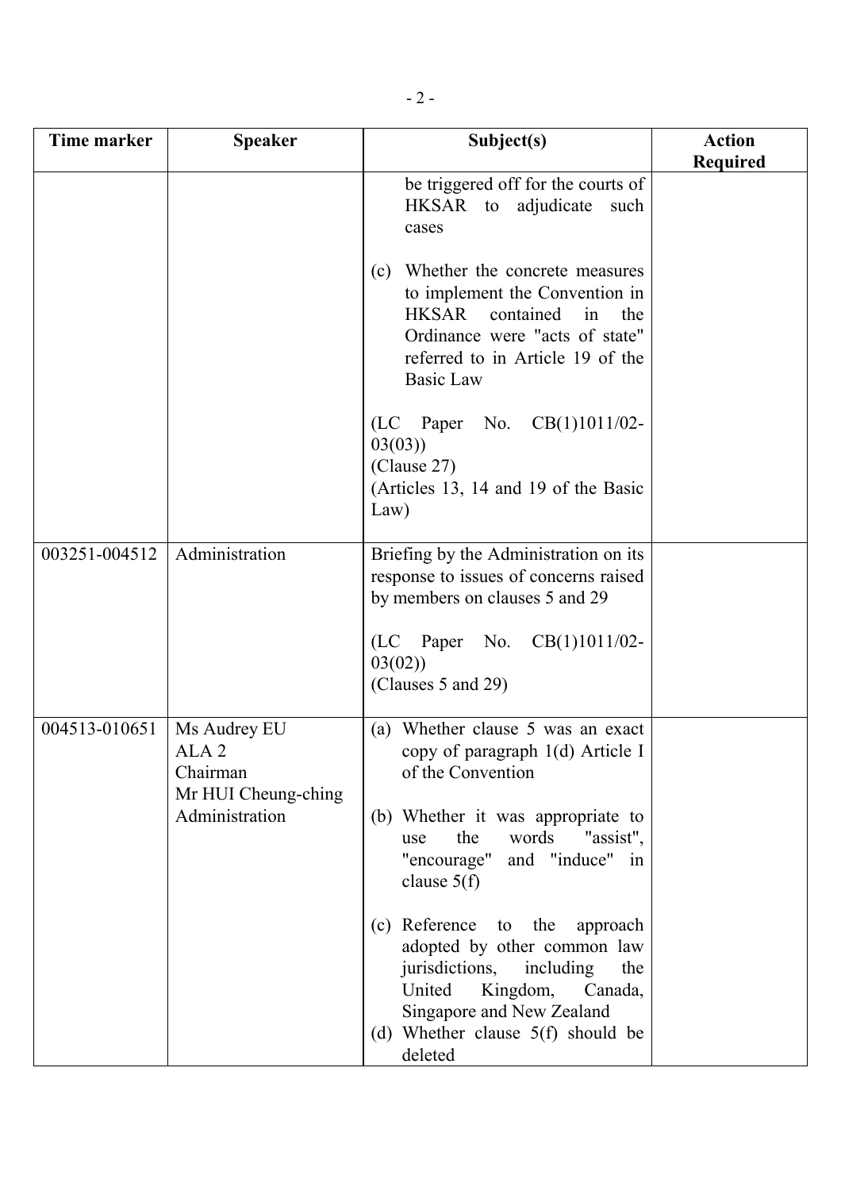| Time marker | Speaker | Subject(s) | Action Required |
|---|---|---|---|
| | | be triggered off for the courts of HKSAR to adjudicate such cases<br><br>(c) Whether the concrete measures to implement the Convention in HKSAR contained in the Ordinance were "acts of state" referred to in Article 19 of the Basic Law<br><br>(LC Paper No. CB(1)1011/02-03(03))<br>(Clause 27)<br>(Articles 13, 14 and 19 of the Basic Law) | |
| 003251-004512 | Administration | Briefing by the Administration on its response to issues of concerns raised by members on clauses 5 and 29<br><br>(LC Paper No. CB(1)1011/02-03(02))<br>(Clauses 5 and 29) | |
| 004513-010651 | Ms Audrey EU<br>ALA 2<br>Chairman<br>Mr HUI Cheung-ching<br>Administration | (a) Whether clause 5 was an exact copy of paragraph 1(d) Article I of the Convention<br><br>(b) Whether it was appropriate to use the words "assist", "encourage" and "induce" in clause 5(f)<br><br>(c) Reference to the approach adopted by other common law jurisdictions, including the United Kingdom, Canada, Singapore and New Zealand<br>(d) Whether clause 5(f) should be deleted | |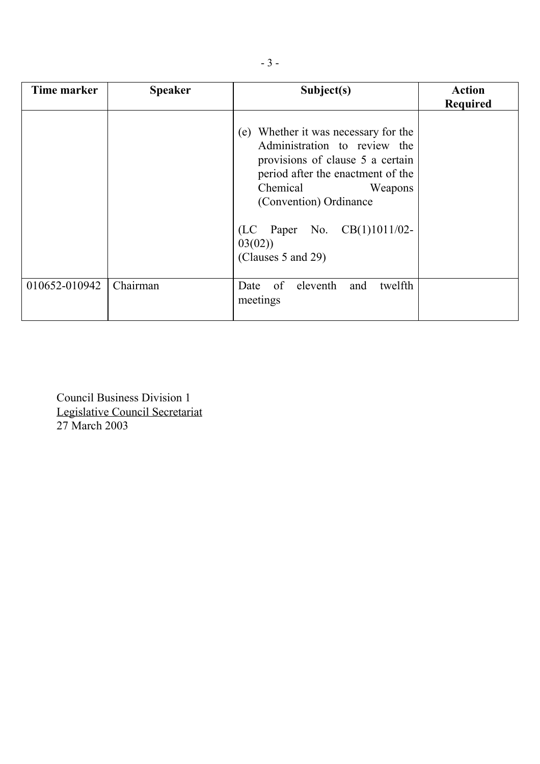| Time marker | Speaker | Subject(s) | Action Required |
|---|---|---|---|
| | | (e) Whether it was necessary for the Administration to review the provisions of clause 5 a certain period after the enactment of the Chemical Weapons (Convention) Ordinance<br><br>(LC Paper No. CB(1)1011/02-03(02))<br>(Clauses 5 and 29) | |
| 010652-010942 | Chairman | Date of eleventh and twelfth meetings | |

Council Business Division 1
Legislative Council Secretariat
27 March 2003